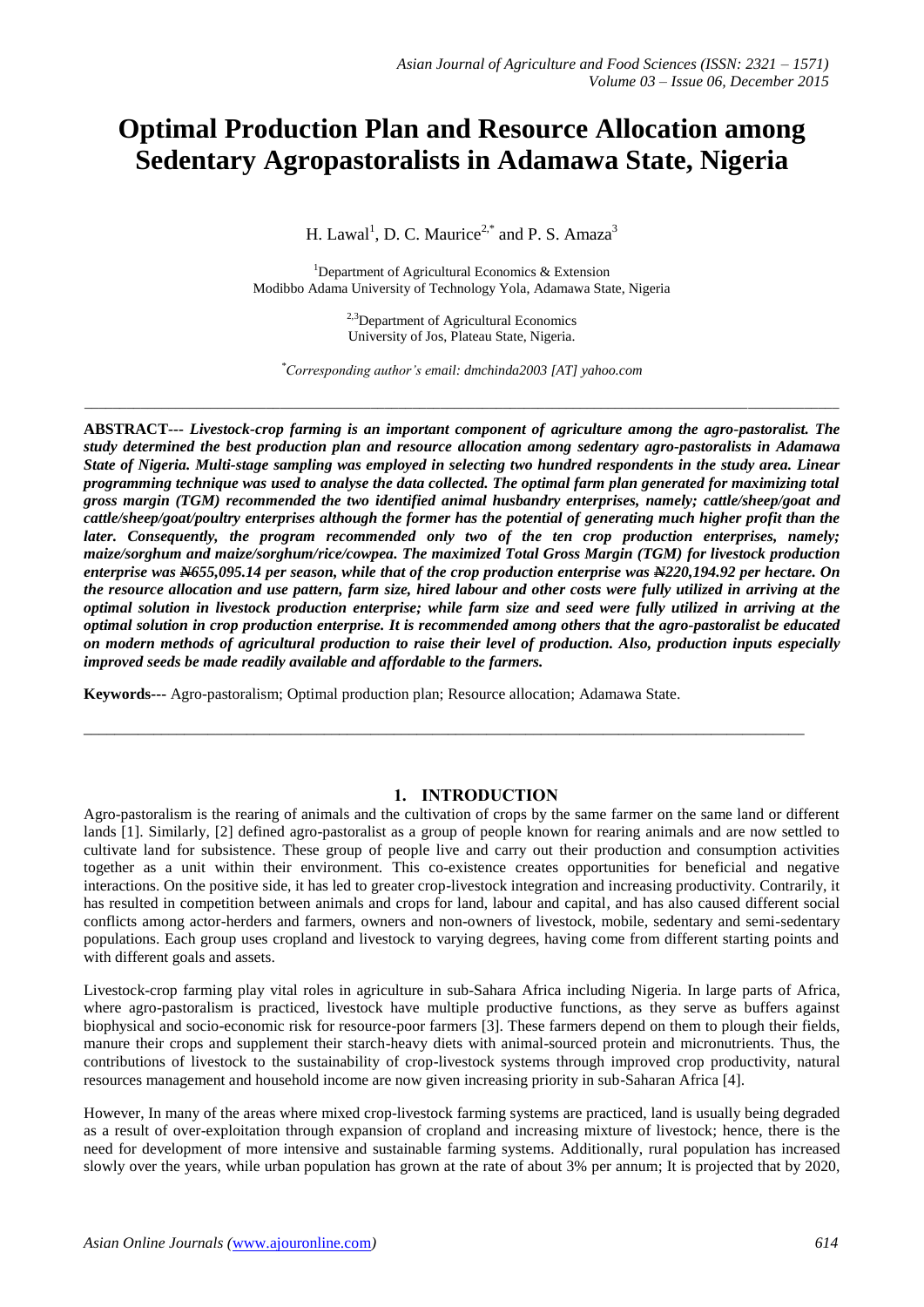# Optimal Production Plan and Resource Allocation among Sedentary Agropastoralists in Adamawa State, Nigeria

H. Lawal[1], D. C. Maurice[2,*] and P. S. Amaza[3]

[1]Department of Agricultural Economics & Extension
Modibbo Adama University of Technology Yola, Adamawa State, Nigeria

[2,3]Department of Agricultural Economics
University of Jos, Plateau State, Nigeria.

*Corresponding author's email: dmchinda2003 [AT] yahoo.com

---

**ABSTRACT---** ***Livestock-crop farming is an important component of agriculture among the agro-pastoralist. The study determined the best production plan and resource allocation among sedentary agro-pastoralists in Adamawa State of Nigeria. Multi-stage sampling was employed in selecting two hundred respondents in the study area. Linear programming technique was used to analyse the data collected. The optimal farm plan generated for maximizing total gross margin (TGM) recommended the two identified animal husbandry enterprises, namely; cattle/sheep/goat and cattle/sheep/goat/poultry enterprises although the former has the potential of generating much higher profit than the later. Consequently, the program recommended only two of the ten crop production enterprises, namely; maize/sorghum and maize/sorghum/rice/cowpea. The maximized Total Gross Margin (TGM) for livestock production enterprise was ₦655,095.14 per season, while that of the crop production enterprise was ₦220,194.92 per hectare. On the resource allocation and use pattern, farm size, hired labour and other costs were fully utilized in arriving at the optimal solution in livestock production enterprise; while farm size and seed were fully utilized in arriving at the optimal solution in crop production enterprise. It is recommended among others that the agro-pastoralist be educated on modern methods of agricultural production to raise their level of production. Also, production inputs especially improved seeds be made readily available and affordable to the farmers.***

**Keywords---** Agro-pastoralism; Optimal production plan; Resource allocation; Adamawa State.

---

## 1. INTRODUCTION

Agro-pastoralism is the rearing of animals and the cultivation of crops by the same farmer on the same land or different lands [1]. Similarly, [2] defined agro-pastoralist as a group of people known for rearing animals and are now settled to cultivate land for subsistence. These group of people live and carry out their production and consumption activities together as a unit within their environment. This co-existence creates opportunities for beneficial and negative interactions. On the positive side, it has led to greater crop-livestock integration and increasing productivity. Contrarily, it has resulted in competition between animals and crops for land, labour and capital, and has also caused different social conflicts among actor-herders and farmers, owners and non-owners of livestock, mobile, sedentary and semi-sedentary populations. Each group uses cropland and livestock to varying degrees, having come from different starting points and with different goals and assets.

Livestock-crop farming play vital roles in agriculture in sub-Sahara Africa including Nigeria. In large parts of Africa, where agro-pastoralism is practiced, livestock have multiple productive functions, as they serve as buffers against biophysical and socio-economic risk for resource-poor farmers [3]. These farmers depend on them to plough their fields, manure their crops and supplement their starch-heavy diets with animal-sourced protein and micronutrients. Thus, the contributions of livestock to the sustainability of crop-livestock systems through improved crop productivity, natural resources management and household income are now given increasing priority in sub-Saharan Africa [4].

However, In many of the areas where mixed crop-livestock farming systems are practiced, land is usually being degraded as a result of over-exploitation through expansion of cropland and increasing mixture of livestock; hence, there is the need for development of more intensive and sustainable farming systems. Additionally, rural population has increased slowly over the years, while urban population has grown at the rate of about 3% per annum; It is projected that by 2020,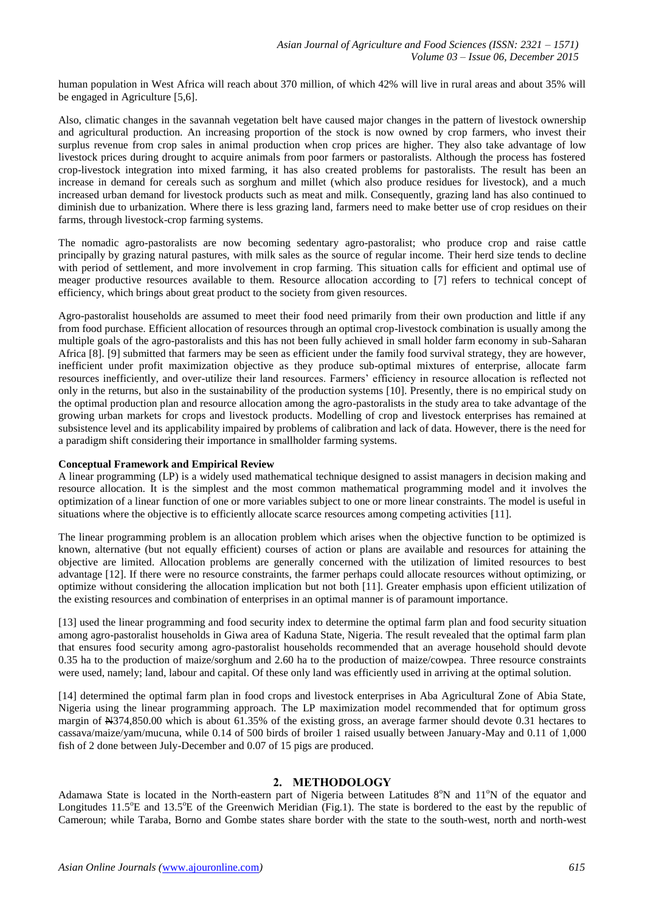human population in West Africa will reach about 370 million, of which 42% will live in rural areas and about 35% will be engaged in Agriculture [5,6].

Also, climatic changes in the savannah vegetation belt have caused major changes in the pattern of livestock ownership and agricultural production. An increasing proportion of the stock is now owned by crop farmers, who invest their surplus revenue from crop sales in animal production when crop prices are higher. They also take advantage of low livestock prices during drought to acquire animals from poor farmers or pastoralists. Although the process has fostered crop-livestock integration into mixed farming, it has also created problems for pastoralists. The result has been an increase in demand for cereals such as sorghum and millet (which also produce residues for livestock), and a much increased urban demand for livestock products such as meat and milk. Consequently, grazing land has also continued to diminish due to urbanization. Where there is less grazing land, farmers need to make better use of crop residues on their farms, through livestock-crop farming systems.

The nomadic agro-pastoralists are now becoming sedentary agro-pastoralist; who produce crop and raise cattle principally by grazing natural pastures, with milk sales as the source of regular income. Their herd size tends to decline with period of settlement, and more involvement in crop farming. This situation calls for efficient and optimal use of meager productive resources available to them. Resource allocation according to [7] refers to technical concept of efficiency, which brings about great product to the society from given resources.

Agro-pastoralist households are assumed to meet their food need primarily from their own production and little if any from food purchase. Efficient allocation of resources through an optimal crop-livestock combination is usually among the multiple goals of the agro-pastoralists and this has not been fully achieved in small holder farm economy in sub-Saharan Africa [8]. [9] submitted that farmers may be seen as efficient under the family food survival strategy, they are however, inefficient under profit maximization objective as they produce sub-optimal mixtures of enterprise, allocate farm resources inefficiently, and over-utilize their land resources. Farmers' efficiency in resource allocation is reflected not only in the returns, but also in the sustainability of the production systems [10]. Presently, there is no empirical study on the optimal production plan and resource allocation among the agro-pastoralists in the study area to take advantage of the growing urban markets for crops and livestock products. Modelling of crop and livestock enterprises has remained at subsistence level and its applicability impaired by problems of calibration and lack of data. However, there is the need for a paradigm shift considering their importance in smallholder farming systems.

**Conceptual Framework and Empirical Review**

A linear programming (LP) is a widely used mathematical technique designed to assist managers in decision making and resource allocation. It is the simplest and the most common mathematical programming model and it involves the optimization of a linear function of one or more variables subject to one or more linear constraints. The model is useful in situations where the objective is to efficiently allocate scarce resources among competing activities [11].

The linear programming problem is an allocation problem which arises when the objective function to be optimized is known, alternative (but not equally efficient) courses of action or plans are available and resources for attaining the objective are limited. Allocation problems are generally concerned with the utilization of limited resources to best advantage [12]. If there were no resource constraints, the farmer perhaps could allocate resources without optimizing, or optimize without considering the allocation implication but not both [11]. Greater emphasis upon efficient utilization of the existing resources and combination of enterprises in an optimal manner is of paramount importance.

[13] used the linear programming and food security index to determine the optimal farm plan and food security situation among agro-pastoralist households in Giwa area of Kaduna State, Nigeria. The result revealed that the optimal farm plan that ensures food security among agro-pastoralist households recommended that an average household should devote 0.35 ha to the production of maize/sorghum and 2.60 ha to the production of maize/cowpea. Three resource constraints were used, namely; land, labour and capital. Of these only land was efficiently used in arriving at the optimal solution.

[14] determined the optimal farm plan in food crops and livestock enterprises in Aba Agricultural Zone of Abia State, Nigeria using the linear programming approach. The LP maximization model recommended that for optimum gross margin of ₦374,850.00 which is about 61.35% of the existing gross, an average farmer should devote 0.31 hectares to cassava/maize/yam/mucuna, while 0.14 of 500 birds of broiler 1 raised usually between January-May and 0.11 of 1,000 fish of 2 done between July-December and 0.07 of 15 pigs are produced.

## 2. METHODOLOGY

Adamawa State is located in the North-eastern part of Nigeria between Latitudes 8°N and 11°N of the equator and Longitudes 11.5°E and 13.5°E of the Greenwich Meridian (Fig.1). The state is bordered to the east by the republic of Cameroun; while Taraba, Borno and Gombe states share border with the state to the south-west, north and north-west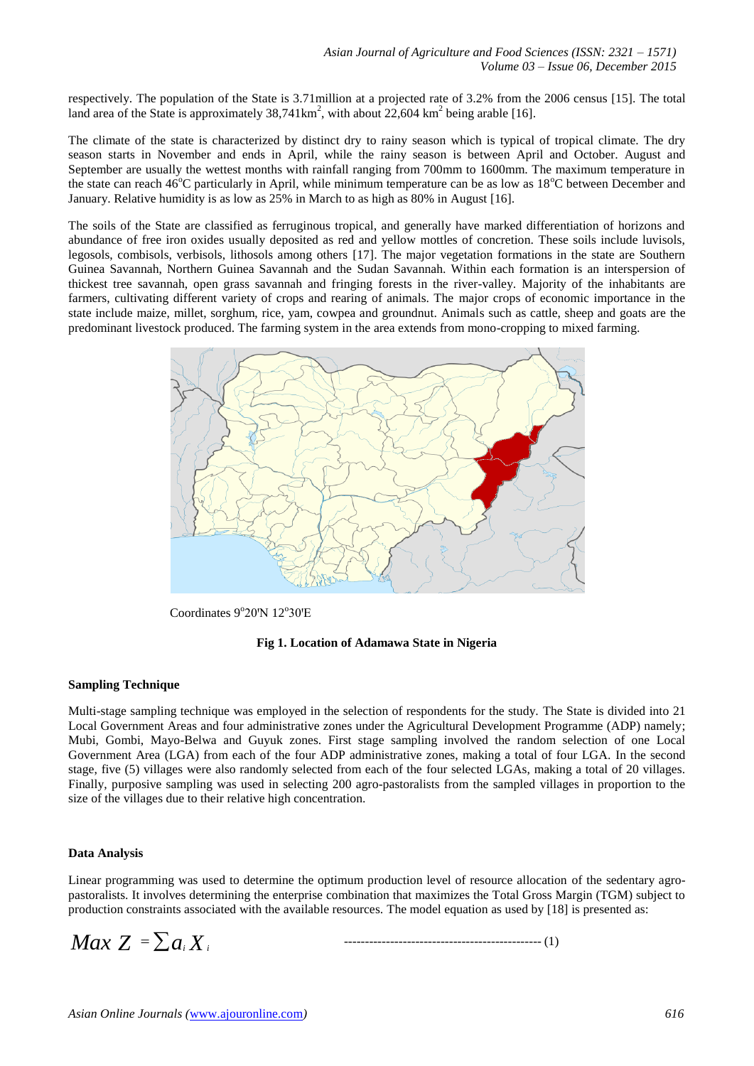respectively. The population of the State is 3.71million at a projected rate of 3.2% from the 2006 census [15]. The total land area of the State is approximately 38,741km$^2$, with about 22,604 km$^2$ being arable [16].

The climate of the state is characterized by distinct dry to rainy season which is typical of tropical climate. The dry season starts in November and ends in April, while the rainy season is between April and October. August and September are usually the wettest months with rainfall ranging from 700mm to 1600mm. The maximum temperature in the state can reach 46$^o$C particularly in April, while minimum temperature can be as low as 18$^o$C between December and January. Relative humidity is as low as 25% in March to as high as 80% in August [16].

The soils of the State are classified as ferruginous tropical, and generally have marked differentiation of horizons and abundance of free iron oxides usually deposited as red and yellow mottles of concretion. These soils include luvisols, legosols, combisols, verbisols, lithosols among others [17]. The major vegetation formations in the state are Southern Guinea Savannah, Northern Guinea Savannah and the Sudan Savannah. Within each formation is an interspersion of thickest tree savannah, open grass savannah and fringing forests in the river-valley. Majority of the inhabitants are farmers, cultivating different variety of crops and rearing of animals. The major crops of economic importance in the state include maize, millet, sorghum, rice, yam, cowpea and groundnut. Animals such as cattle, sheep and goats are the predominant livestock produced. The farming system in the area extends from mono-cropping to mixed farming.

Coordinates 9$^o$20'N 12$^o$30'E

**Fig 1. Location of Adamawa State in Nigeria**

### Sampling Technique

Multi-stage sampling technique was employed in the selection of respondents for the study. The State is divided into 21 Local Government Areas and four administrative zones under the Agricultural Development Programme (ADP) namely; Mubi, Gombi, Mayo-Belwa and Guyuk zones. First stage sampling involved the random selection of one Local Government Area (LGA) from each of the four ADP administrative zones, making a total of four LGA. In the second stage, five (5) villages were also randomly selected from each of the four selected LGAs, making a total of 20 villages. Finally, purposive sampling was used in selecting 200 agro-pastoralists from the sampled villages in proportion to the size of the villages due to their relative high concentration.

### Data Analysis

Linear programming was used to determine the optimum production level of resource allocation of the sedentary agro-pastoralists. It involves determining the enterprise combination that maximizes the Total Gross Margin (TGM) subject to production constraints associated with the available resources. The model equation as used by [18] is presented as:

$$Max\ Z = \sum a_i X_i \qquad (1)$$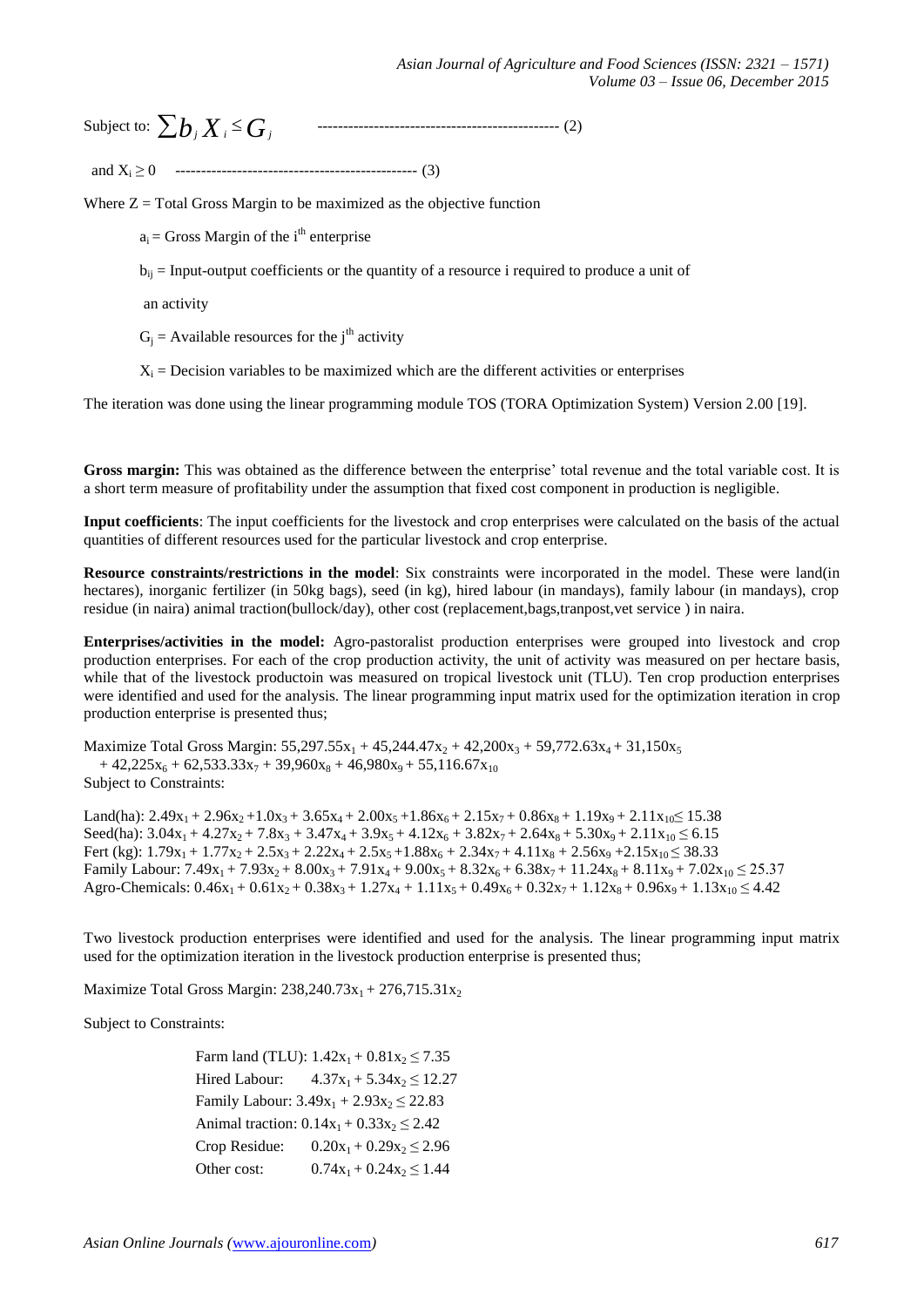Subject to: $\sum b_j X_i \leq G_j$ ---------------------------------------------- (2)

and $X_i \geq 0$ ---------------------------------------------- (3)

Where Z = Total Gross Margin to be maximized as the objective function

$a_i$ = Gross Margin of the $i^{th}$ enterprise

$b_{ij}$ = Input-output coefficients or the quantity of a resource i required to produce a unit of an activity

$G_j$ = Available resources for the $j^{th}$ activity

$X_i$ = Decision variables to be maximized which are the different activities or enterprises

The iteration was done using the linear programming module TOS (TORA Optimization System) Version 2.00 [19].

**Gross margin:** This was obtained as the difference between the enterprise' total revenue and the total variable cost. It is a short term measure of profitability under the assumption that fixed cost component in production is negligible.

**Input coefficients**: The input coefficients for the livestock and crop enterprises were calculated on the basis of the actual quantities of different resources used for the particular livestock and crop enterprise.

**Resource constraints/restrictions in the model**: Six constraints were incorporated in the model. These were land(in hectares), inorganic fertilizer (in 50kg bags), seed (in kg), hired labour (in mandays), family labour (in mandays), crop residue (in naira) animal traction(bullock/day), other cost (replacement,bags,tranpost,vet service ) in naira.

**Enterprises/activities in the model:** Agro-pastoralist production enterprises were grouped into livestock and crop production enterprises. For each of the crop production activity, the unit of activity was measured on per hectare basis, while that of the livestock productoin was measured on tropical livestock unit (TLU). Ten crop production enterprises were identified and used for the analysis. The linear programming input matrix used for the optimization iteration in crop production enterprise is presented thus;

Maximize Total Gross Margin: $55{,}297.55x_1 + 45{,}244.47x_2 + 42{,}200x_3 + 59{,}772.63x_4 + 31{,}150x_5 + 42{,}225x_6 + 62{,}533.33x_7 + 39{,}960x_8 + 46{,}980x_9 + 55{,}116.67x_{10}$

Subject to Constraints:

Land(ha): $2.49x_1 + 2.96x_2 + 1.0x_3 + 3.65x_4 + 2.00x_5 + 1.86x_6 + 2.15x_7 + 0.86x_8 + 1.19x_9 + 2.11x_{10} \leq 15.38$

Seed(ha): $3.04x_1 + 4.27x_2 + 7.8x_3 + 3.47x_4 + 3.9x_5 + 4.12x_6 + 3.82x_7 + 2.64x_8 + 5.30x_9 + 2.11x_{10} \leq 6.15$

Fert (kg): $1.79x_1 + 1.77x_2 + 2.5x_3 + 2.22x_4 + 2.5x_5 + 1.88x_6 + 2.34x_7 + 4.11x_8 + 2.56x_9 + 2.15x_{10} \leq 38.33$

Family Labour: $7.49x_1 + 7.93x_2 + 8.00x_3 + 7.91x_4 + 9.00x_5 + 8.32x_6 + 6.38x_7 + 11.24x_8 + 8.11x_9 + 7.02x_{10} \leq 25.37$

Agro-Chemicals: $0.46x_1 + 0.61x_2 + 0.38x_3 + 1.27x_4 + 1.11x_5 + 0.49x_6 + 0.32x_7 + 1.12x_8 + 0.96x_9 + 1.13x_{10} \leq 4.42$

Two livestock production enterprises were identified and used for the analysis. The linear programming input matrix used for the optimization iteration in the livestock production enterprise is presented thus;

Maximize Total Gross Margin: $238{,}240.73x_1 + 276{,}715.31x_2$

Subject to Constraints:

Farm land (TLU): $1.42x_1 + 0.81x_2 \leq 7.35$

Hired Labour: $4.37x_1 + 5.34x_2 \leq 12.27$

Family Labour: $3.49x_1 + 2.93x_2 \leq 22.83$

Animal traction: $0.14x_1 + 0.33x_2 \leq 2.42$

Crop Residue: $0.20x_1 + 0.29x_2 \leq 2.96$

Other cost: $0.74x_1 + 0.24x_2 \leq 1.44$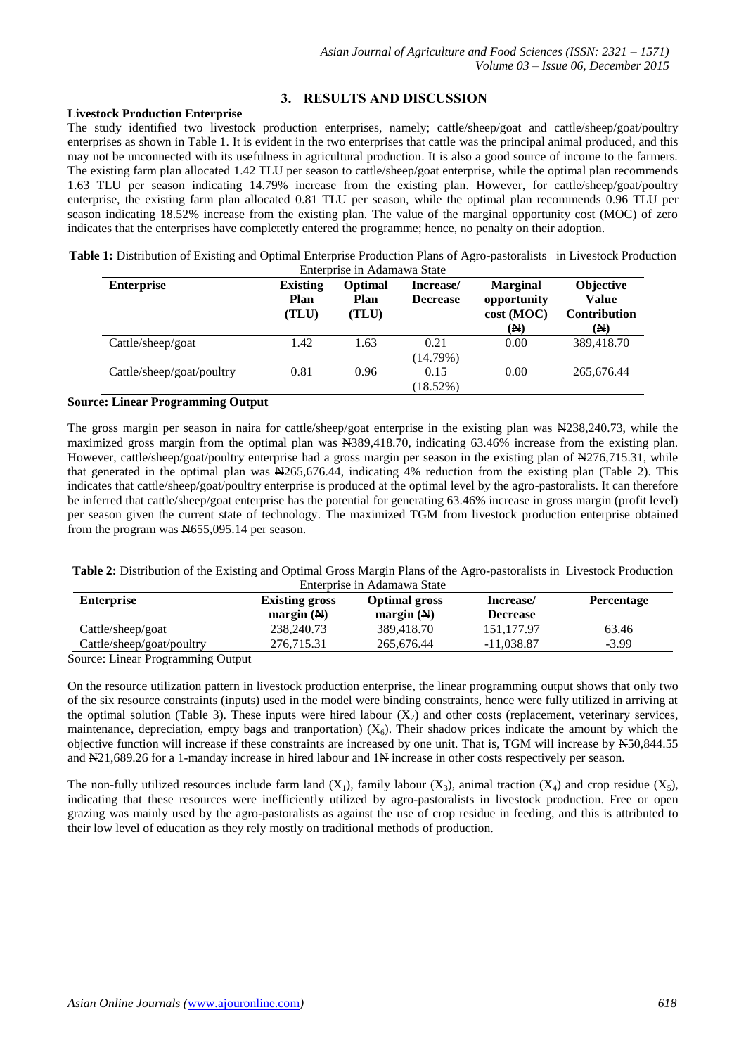## 3. RESULTS AND DISCUSSION

### Livestock Production Enterprise

The study identified two livestock production enterprises, namely; cattle/sheep/goat and cattle/sheep/goat/poultry enterprises as shown in Table 1. It is evident in the two enterprises that cattle was the principal animal produced, and this may not be unconnected with its usefulness in agricultural production. It is also a good source of income to the farmers. The existing farm plan allocated 1.42 TLU per season to cattle/sheep/goat enterprise, while the optimal plan recommends 1.63 TLU per season indicating 14.79% increase from the existing plan. However, for cattle/sheep/goat/poultry enterprise, the existing farm plan allocated 0.81 TLU per season, while the optimal plan recommends 0.96 TLU per season indicating 18.52% increase from the existing plan. The value of the marginal opportunity cost (MOC) of zero indicates that the enterprises have completetly entered the programme; hence, no penalty on their adoption.

**Table 1:** Distribution of Existing and Optimal Enterprise Production Plans of Agro-pastoralists in Livestock Production Enterprise in Adamawa State

| Enterprise | Existing Plan (TLU) | Optimal Plan (TLU) | Increase/ Decrease | Marginal opportunity cost (MOC) (₦) | Objective Value Contribution (₦) |
|---|---|---|---|---|---|
| Cattle/sheep/goat | 1.42 | 1.63 | 0.21 (14.79%) | 0.00 | 389,418.70 |
| Cattle/sheep/goat/poultry | 0.81 | 0.96 | 0.15 (18.52%) | 0.00 | 265,676.44 |

**Source: Linear Programming Output**

The gross margin per season in naira for cattle/sheep/goat enterprise in the existing plan was ₦238,240.73, while the maximized gross margin from the optimal plan was ₦389,418.70, indicating 63.46% increase from the existing plan. However, cattle/sheep/goat/poultry enterprise had a gross margin per season in the existing plan of ₦276,715.31, while that generated in the optimal plan was ₦265,676.44, indicating 4% reduction from the existing plan (Table 2). This indicates that cattle/sheep/goat/poultry enterprise is produced at the optimal level by the agro-pastoralists. It can therefore be inferred that cattle/sheep/goat enterprise has the potential for generating 63.46% increase in gross margin (profit level) per season given the current state of technology. The maximized TGM from livestock production enterprise obtained from the program was ₦655,095.14 per season.

**Table 2:** Distribution of the Existing and Optimal Gross Margin Plans of the Agro-pastoralists in Livestock Production Enterprise in Adamawa State

| Enterprise | Existing gross margin (₦) | Optimal gross margin (₦) | Increase/ Decrease | Percentage |
|---|---|---|---|---|
| Cattle/sheep/goat | 238,240.73 | 389,418.70 | 151,177.97 | 63.46 |
| Cattle/sheep/goat/poultry | 276,715.31 | 265,676.44 | -11,038.87 | -3.99 |

Source: Linear Programming Output

On the resource utilization pattern in livestock production enterprise, the linear programming output shows that only two of the six resource constraints (inputs) used in the model were binding constraints, hence were fully utilized in arriving at the optimal solution (Table 3). These inputs were hired labour ($X_2$) and other costs (replacement, veterinary services, maintenance, depreciation, empty bags and tranportation) ($X_6$). Their shadow prices indicate the amount by which the objective function will increase if these constraints are increased by one unit. That is, TGM will increase by ₦50,844.55 and ₦21,689.26 for a 1-manday increase in hired labour and 1₦ increase in other costs respectively per season.

The non-fully utilized resources include farm land ($X_1$), family labour ($X_3$), animal traction ($X_4$) and crop residue ($X_5$), indicating that these resources were inefficiently utilized by agro-pastoralists in livestock production. Free or open grazing was mainly used by the agro-pastoralists as against the use of crop residue in feeding, and this is attributed to their low level of education as they rely mostly on traditional methods of production.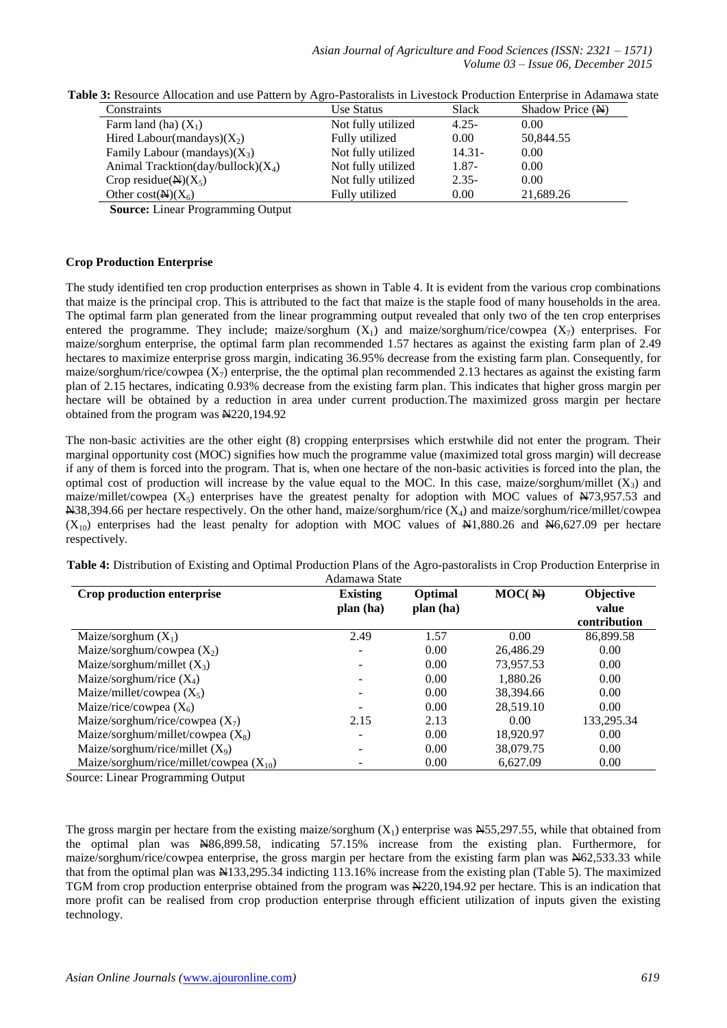**Table 3:** Resource Allocation and use Pattern by Agro-Pastoralists in Livestock Production Enterprise in Adamawa state

| Constraints | Use Status | Slack | Shadow Price (₦) |
|---|---|---|---|
| Farm land (ha) ($X_1$) | Not fully utilized | 4.25- | 0.00 |
| Hired Labour(mandays)($X_2$) | Fully utilized | 0.00 | 50,844.55 |
| Family Labour (mandays)($X_3$) | Not fully utilized | 14.31- | 0.00 |
| Animal Tracktion(day/bullock)($X_4$) | Not fully utilized | 1.87- | 0.00 |
| Crop residue(₦)($X_5$) | Not fully utilized | 2.35- | 0.00 |
| Other cost(₦)($X_6$) | Fully utilized | 0.00 | 21,689.26 |

**Source:** Linear Programming Output

**Crop Production Enterprise**

The study identified ten crop production enterprises as shown in Table 4. It is evident from the various crop combinations that maize is the principal crop. This is attributed to the fact that maize is the staple food of many households in the area. The optimal farm plan generated from the linear programming output revealed that only two of the ten crop enterprises entered the programme. They include; maize/sorghum ($X_1$) and maize/sorghum/rice/cowpea ($X_7$) enterprises. For maize/sorghum enterprise, the optimal farm plan recommended 1.57 hectares as against the existing farm plan of 2.49 hectares to maximize enterprise gross margin, indicating 36.95% decrease from the existing farm plan. Consequently, for maize/sorghum/rice/cowpea ($X_7$) enterprise, the the optimal plan recommended 2.13 hectares as against the existing farm plan of 2.15 hectares, indicating 0.93% decrease from the existing farm plan. This indicates that higher gross margin per hectare will be obtained by a reduction in area under current production.The maximized gross margin per hectare obtained from the program was ₦220,194.92

The non-basic activities are the other eight (8) cropping enterprsises which erstwhile did not enter the program. Their marginal opportunity cost (MOC) signifies how much the programme value (maximized total gross margin) will decrease if any of them is forced into the program. That is, when one hectare of the non-basic activities is forced into the plan, the optimal cost of production will increase by the value equal to the MOC. In this case, maize/sorghum/millet ($X_3$) and maize/millet/cowpea ($X_5$) enterprises have the greatest penalty for adoption with MOC values of ₦73,957.53 and ₦38,394.66 per hectare respectively. On the other hand, maize/sorghum/rice ($X_4$) and maize/sorghum/rice/millet/cowpea ($X_{10}$) enterprises had the least penalty for adoption with MOC values of ₦1,880.26 and ₦6,627.09 per hectare respectively.

**Table 4:** Distribution of Existing and Optimal Production Plans of the Agro-pastoralists in Crop Production Enterprise in Adamawa State

| Crop production enterprise | Existing plan (ha) | Optimal plan (ha) | MOC( ₦) | Objective value contribution |
|---|---|---|---|---|
| Maize/sorghum ($X_1$) | 2.49 | 1.57 | 0.00 | 86,899.58 |
| Maize/sorghum/cowpea ($X_2$) | - | 0.00 | 26,486.29 | 0.00 |
| Maize/sorghum/millet ($X_3$) | - | 0.00 | 73,957.53 | 0.00 |
| Maize/sorghum/rice ($X_4$) | - | 0.00 | 1,880.26 | 0.00 |
| Maize/millet/cowpea ($X_5$) | - | 0.00 | 38,394.66 | 0.00 |
| Maize/rice/cowpea ($X_6$) | - | 0.00 | 28,519.10 | 0.00 |
| Maize/sorghum/rice/cowpea ($X_7$) | 2.15 | 2.13 | 0.00 | 133,295.34 |
| Maize/sorghum/millet/cowpea ($X_8$) | - | 0.00 | 18,920.97 | 0.00 |
| Maize/sorghum/rice/millet ($X_9$) | - | 0.00 | 38,079.75 | 0.00 |
| Maize/sorghum/rice/millet/cowpea ($X_{10}$) | - | 0.00 | 6,627.09 | 0.00 |

Source: Linear Programming Output

The gross margin per hectare from the existing maize/sorghum ($X_1$) enterprise was ₦55,297.55, while that obtained from the optimal plan was ₦86,899.58, indicating 57.15% increase from the existing plan. Furthermore, for maize/sorghum/rice/cowpea enterprise, the gross margin per hectare from the existing farm plan was ₦62,533.33 while that from the optimal plan was ₦133,295.34 indicting 113.16% increase from the existing plan (Table 5). The maximized TGM from crop production enterprise obtained from the program was ₦220,194.92 per hectare. This is an indication that more profit can be realised from crop production enterprise through efficient utilization of inputs given the existing technology.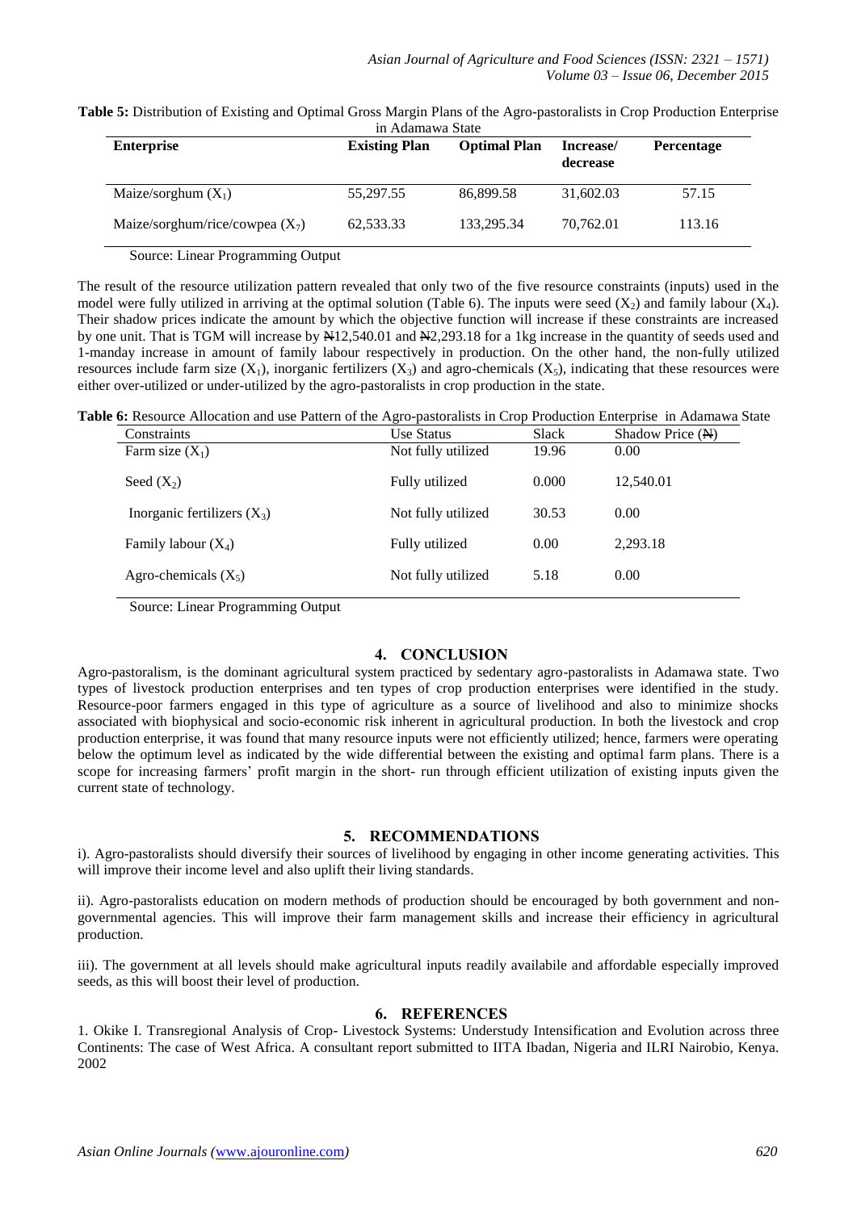**Table 5:** Distribution of Existing and Optimal Gross Margin Plans of the Agro-pastoralists in Crop Production Enterprise in Adamawa State

| Enterprise | Existing Plan | Optimal Plan | Increase/ decrease | Percentage |
|---|---|---|---|---|
| Maize/sorghum ($X_1$) | 55,297.55 | 86,899.58 | 31,602.03 | 57.15 |
| Maize/sorghum/rice/cowpea ($X_7$) | 62,533.33 | 133,295.34 | 70,762.01 | 113.16 |

Source: Linear Programming Output

The result of the resource utilization pattern revealed that only two of the five resource constraints (inputs) used in the model were fully utilized in arriving at the optimal solution (Table 6). The inputs were seed ($X_2$) and family labour ($X_4$). Their shadow prices indicate the amount by which the objective function will increase if these constraints are increased by one unit. That is TGM will increase by ₦12,540.01 and ₦2,293.18 for a 1kg increase in the quantity of seeds used and 1-manday increase in amount of family labour respectively in production. On the other hand, the non-fully utilized resources include farm size ($X_1$), inorganic fertilizers ($X_3$) and agro-chemicals ($X_5$), indicating that these resources were either over-utilized or under-utilized by the agro-pastoralists in crop production in the state.

**Table 6:** Resource Allocation and use Pattern of the Agro-pastoralists in Crop Production Enterprise in Adamawa State

| Constraints | Use Status | Slack | Shadow Price (₦) |
|---|---|---|---|
| Farm size ($X_1$) | Not fully utilized | 19.96 | 0.00 |
| Seed ($X_2$) | Fully utilized | 0.000 | 12,540.01 |
| Inorganic fertilizers ($X_3$) | Not fully utilized | 30.53 | 0.00 |
| Family labour ($X_4$) | Fully utilized | 0.00 | 2,293.18 |
| Agro-chemicals ($X_5$) | Not fully utilized | 5.18 | 0.00 |

Source: Linear Programming Output

## 4. CONCLUSION

Agro-pastoralism, is the dominant agricultural system practiced by sedentary agro-pastoralists in Adamawa state. Two types of livestock production enterprises and ten types of crop production enterprises were identified in the study. Resource-poor farmers engaged in this type of agriculture as a source of livelihood and also to minimize shocks associated with biophysical and socio-economic risk inherent in agricultural production. In both the livestock and crop production enterprise, it was found that many resource inputs were not efficiently utilized; hence, farmers were operating below the optimum level as indicated by the wide differential between the existing and optimal farm plans. There is a scope for increasing farmers' profit margin in the short- run through efficient utilization of existing inputs given the current state of technology.

## 5. RECOMMENDATIONS

i). Agro-pastoralists should diversify their sources of livelihood by engaging in other income generating activities. This will improve their income level and also uplift their living standards.

ii). Agro-pastoralists education on modern methods of production should be encouraged by both government and non-governmental agencies. This will improve their farm management skills and increase their efficiency in agricultural production.

iii). The government at all levels should make agricultural inputs readily availabile and affordable especially improved seeds, as this will boost their level of production.

## 6. REFERENCES

1. Okike I. Transregional Analysis of Crop- Livestock Systems: Understudy Intensification and Evolution across three Continents: The case of West Africa. A consultant report submitted to IITA Ibadan, Nigeria and ILRI Nairobio, Kenya. 2002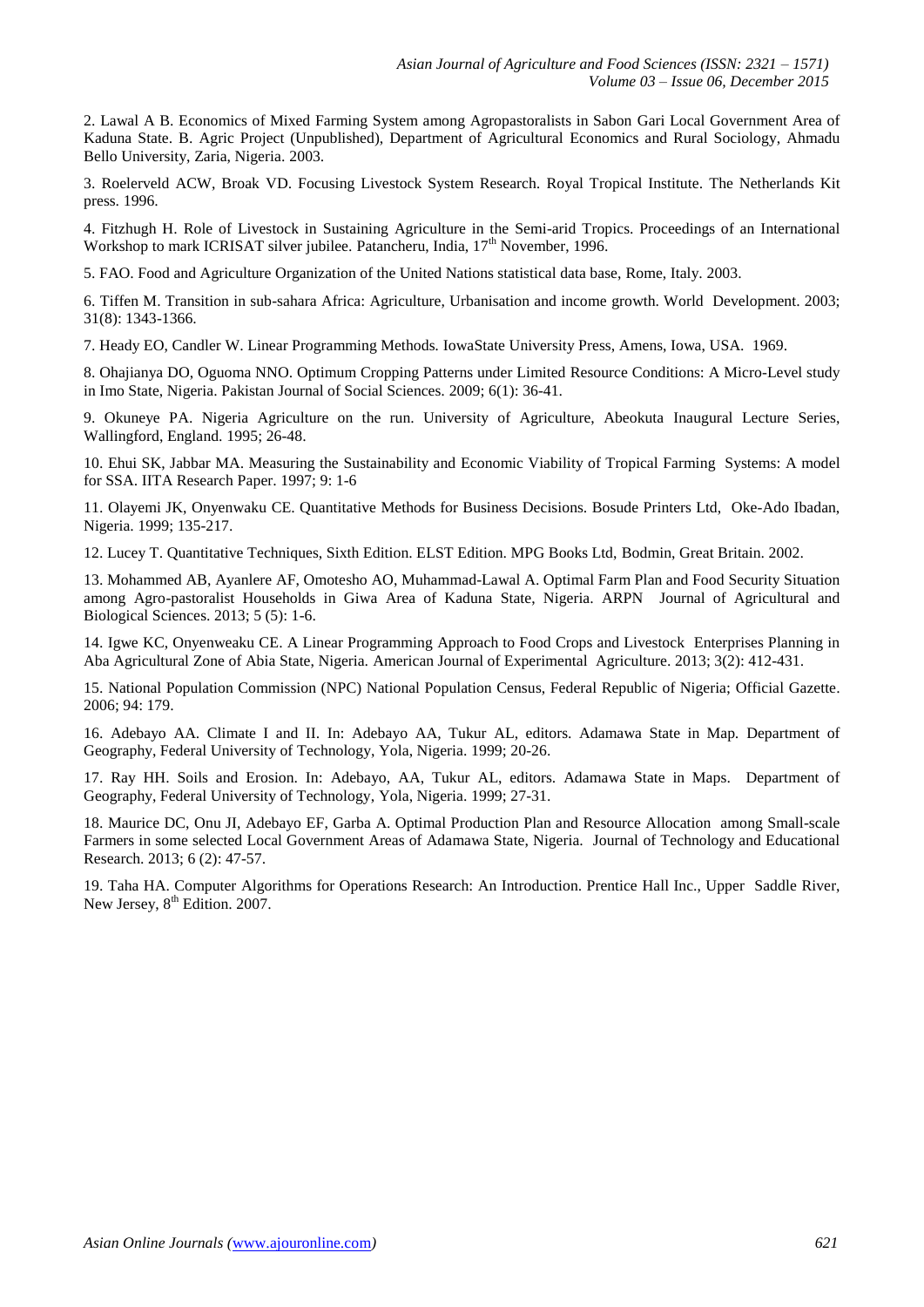2. Lawal A B. Economics of Mixed Farming System among Agropastoralists in Sabon Gari Local Government Area of Kaduna State. B. Agric Project (Unpublished), Department of Agricultural Economics and Rural Sociology, Ahmadu Bello University, Zaria, Nigeria. 2003.

3. Roelerveld ACW, Broak VD. Focusing Livestock System Research. Royal Tropical Institute. The Netherlands Kit press. 1996.

4. Fitzhugh H. Role of Livestock in Sustaining Agriculture in the Semi-arid Tropics. Proceedings of an International Workshop to mark ICRISAT silver jubilee. Patancheru, India, 17th November, 1996.

5. FAO. Food and Agriculture Organization of the United Nations statistical data base, Rome, Italy. 2003.

6. Tiffen M. Transition in sub-sahara Africa: Agriculture, Urbanisation and income growth. World Development. 2003; 31(8): 1343-1366.

7. Heady EO, Candler W. Linear Programming Methods. IowaState University Press, Amens, Iowa, USA. 1969.

8. Ohajianya DO, Oguoma NNO. Optimum Cropping Patterns under Limited Resource Conditions: A Micro-Level study in Imo State, Nigeria. Pakistan Journal of Social Sciences. 2009; 6(1): 36-41.

9. Okuneye PA. Nigeria Agriculture on the run. University of Agriculture, Abeokuta Inaugural Lecture Series, Wallingford, England. 1995; 26-48.

10. Ehui SK, Jabbar MA. Measuring the Sustainability and Economic Viability of Tropical Farming Systems: A model for SSA. IITA Research Paper. 1997; 9: 1-6

11. Olayemi JK, Onyenwaku CE. Quantitative Methods for Business Decisions. Bosude Printers Ltd, Oke-Ado Ibadan, Nigeria. 1999; 135-217.

12. Lucey T. Quantitative Techniques, Sixth Edition. ELST Edition. MPG Books Ltd, Bodmin, Great Britain. 2002.

13. Mohammed AB, Ayanlere AF, Omotesho AO, Muhammad-Lawal A. Optimal Farm Plan and Food Security Situation among Agro-pastoralist Households in Giwa Area of Kaduna State, Nigeria. ARPN Journal of Agricultural and Biological Sciences. 2013; 5 (5): 1-6.

14. Igwe KC, Onyenweaku CE. A Linear Programming Approach to Food Crops and Livestock Enterprises Planning in Aba Agricultural Zone of Abia State, Nigeria. American Journal of Experimental Agriculture. 2013; 3(2): 412-431.

15. National Population Commission (NPC) National Population Census, Federal Republic of Nigeria; Official Gazette. 2006; 94: 179.

16. Adebayo AA. Climate I and II. In: Adebayo AA, Tukur AL, editors. Adamawa State in Map. Department of Geography, Federal University of Technology, Yola, Nigeria. 1999; 20-26.

17. Ray HH. Soils and Erosion. In: Adebayo, AA, Tukur AL, editors. Adamawa State in Maps. Department of Geography, Federal University of Technology, Yola, Nigeria. 1999; 27-31.

18. Maurice DC, Onu JI, Adebayo EF, Garba A. Optimal Production Plan and Resource Allocation among Small-scale Farmers in some selected Local Government Areas of Adamawa State, Nigeria. Journal of Technology and Educational Research. 2013; 6 (2): 47-57.

19. Taha HA. Computer Algorithms for Operations Research: An Introduction. Prentice Hall Inc., Upper Saddle River, New Jersey, 8th Edition. 2007.